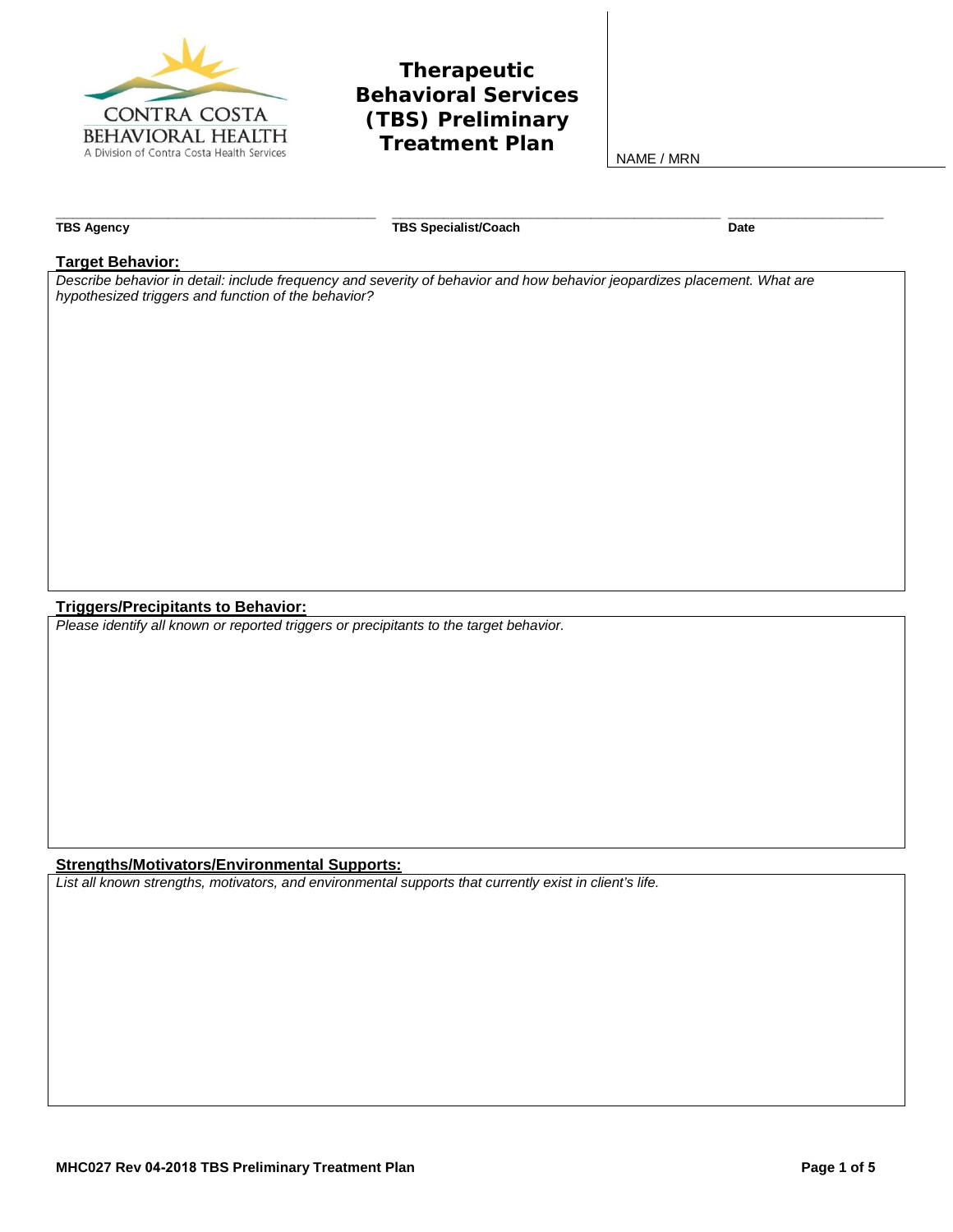CONTRA COSTA
BEHAVIORAL HEALTH
A Division of Contra Costa Health Services

# Therapeutic Behavioral Services (TBS) Preliminary Treatment Plan

NAME / MRN

| | | |
|---|---|---|
| **TBS Agency** | **TBS Specialist/Coach** | **Date** |

## Target Behavior:

*Describe behavior in detail: include frequency and severity of behavior and how behavior jeopardizes placement. What are hypothesized triggers and function of the behavior?*

## Triggers/Precipitants to Behavior:

*Please identify all known or reported triggers or precipitants to the target behavior.*

## Strengths/Motivators/Environmental Supports:

*List all known strengths, motivators, and environmental supports that currently exist in client's life.*

**MHC027 Rev 04-2018 TBS Preliminary Treatment Plan**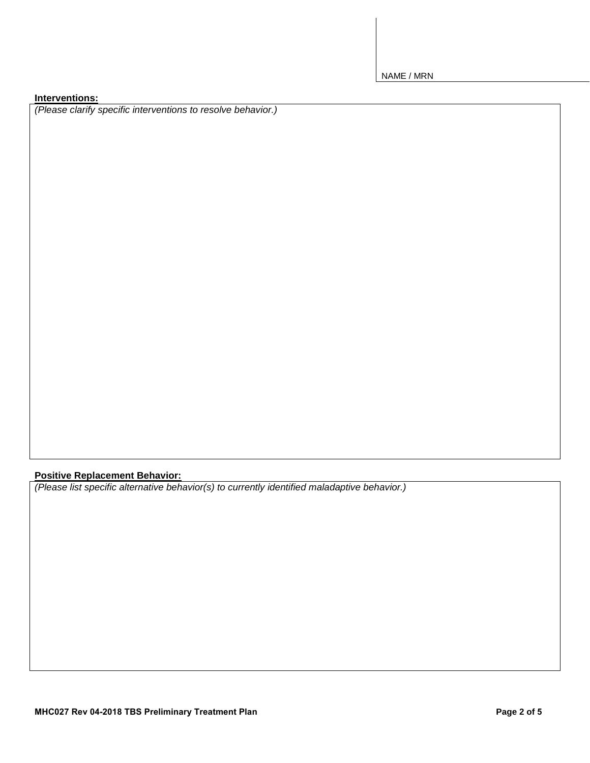NAME / MRN

**Interventions:**

*(Please clarify specific interventions to resolve behavior.)*

**Positive Replacement Behavior:**

*(Please list specific alternative behavior(s) to currently identified maladaptive behavior.)*

**MHC027 Rev 04-2018 TBS Preliminary Treatment Plan**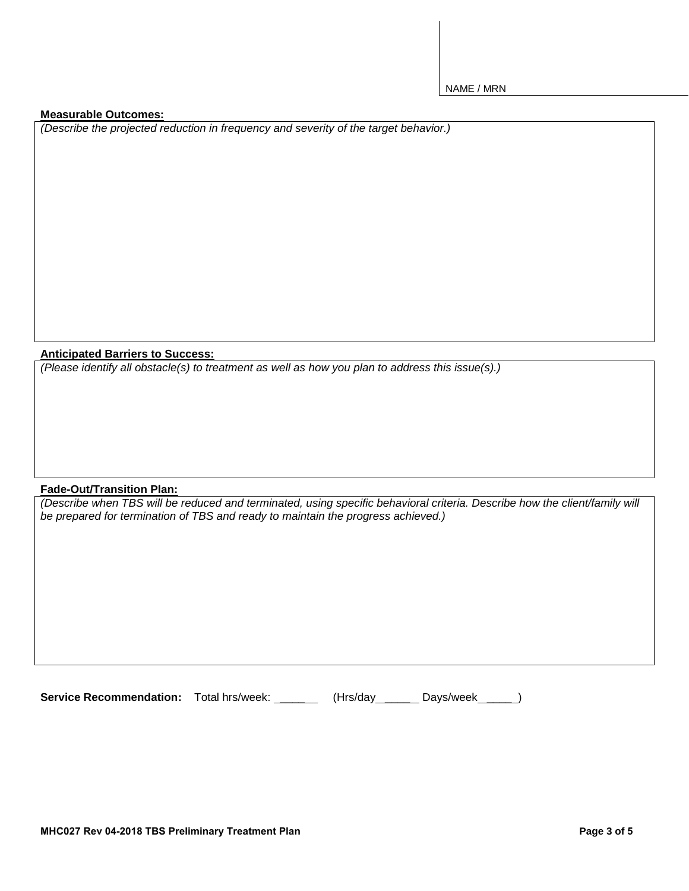NAME / MRN

**Measurable Outcomes:**

*(Describe the projected reduction in frequency and severity of the target behavior.)*

**Anticipated Barriers to Success:**

*(Please identify all obstacle(s) to treatment as well as how you plan to address this issue(s).)*

**Fade-Out/Transition Plan:**

*(Describe when TBS will be reduced and terminated, using specific behavioral criteria. Describe how the client/family will be prepared for termination of TBS and ready to maintain the progress achieved.)*

**Service Recommendation:** Total hrs/week: ______ (Hrs/day______ Days/week______)

**MHC027 Rev 04-2018 TBS Preliminary Treatment Plan**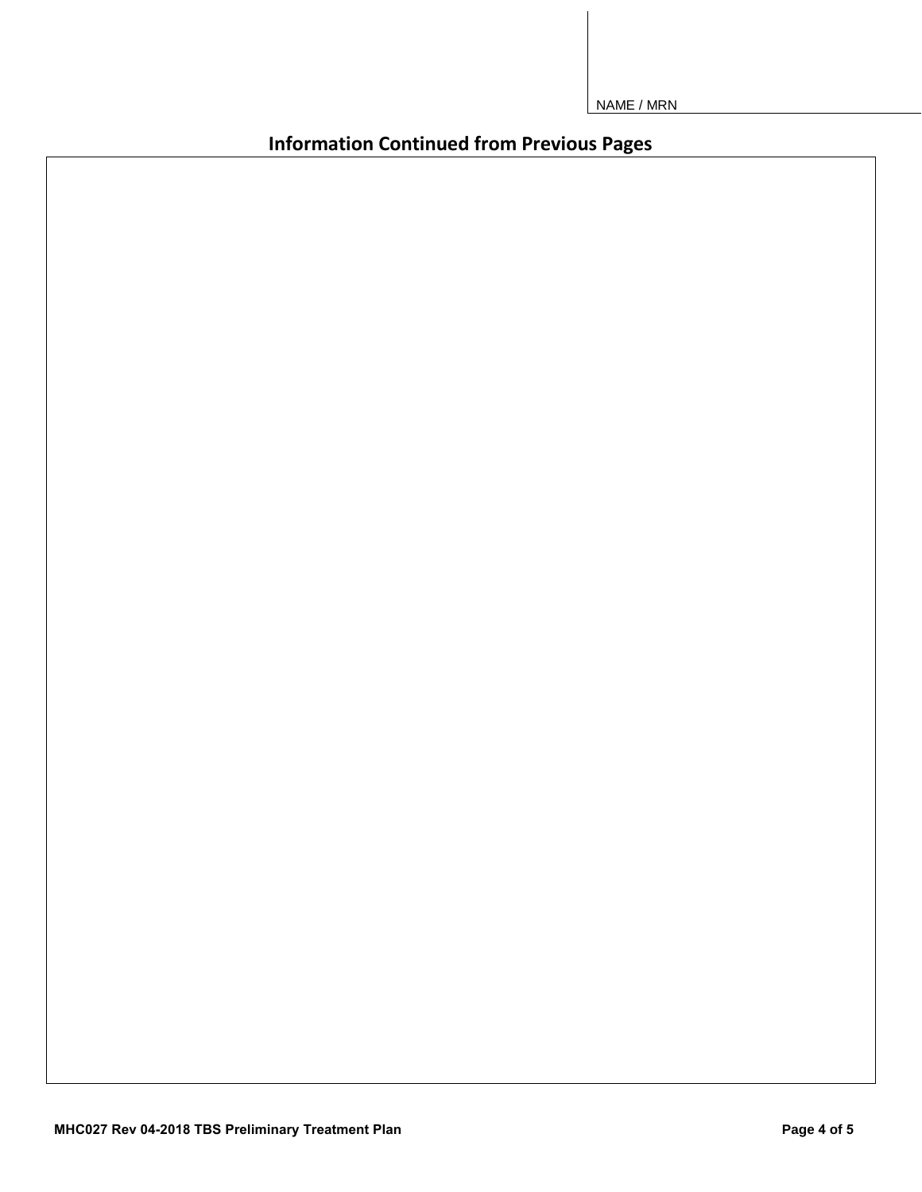NAME / MRN

## Information Continued from Previous Pages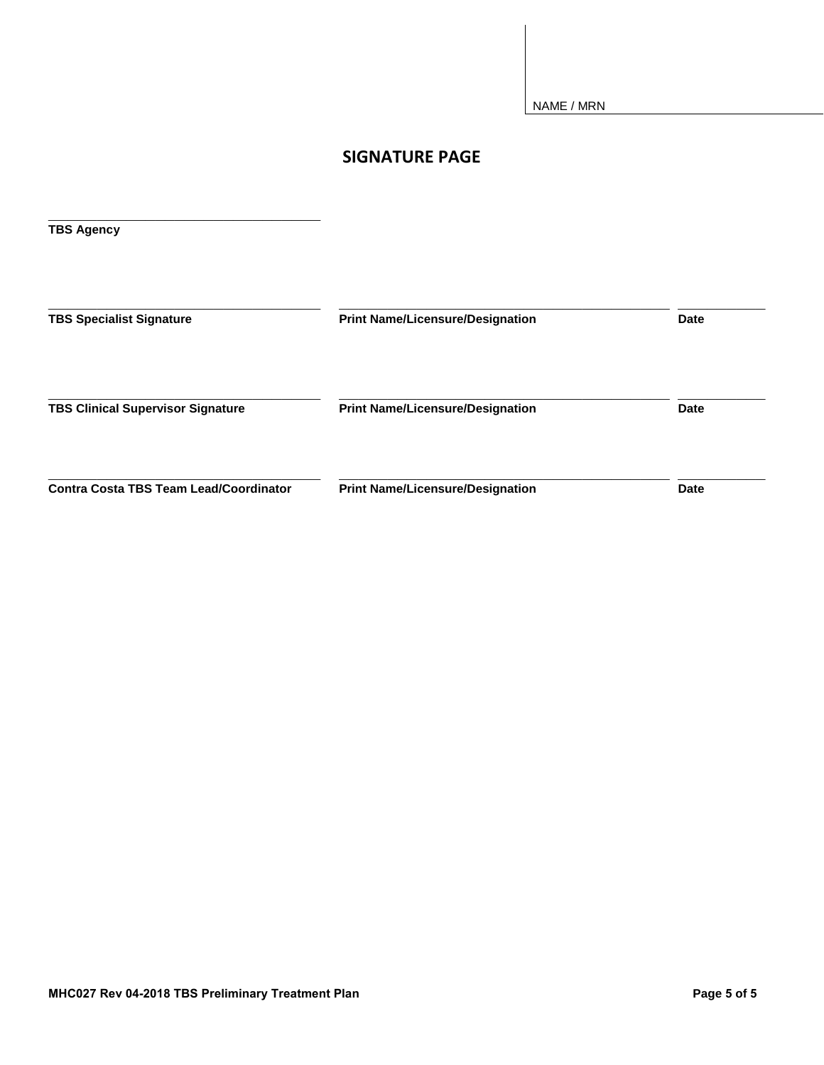NAME / MRN

## SIGNATURE PAGE

______________________________

**TBS Agency**

| | | |
|---|---|---|
| **TBS Specialist Signature** | **Print Name/Licensure/Designation** | **Date** |
| **TBS Clinical Supervisor Signature** | **Print Name/Licensure/Designation** | **Date** |
| **Contra Costa TBS Team Lead/Coordinator** | **Print Name/Licensure/Designation** | **Date** |

**MHC027 Rev 04-2018 TBS Preliminary Treatment Plan**